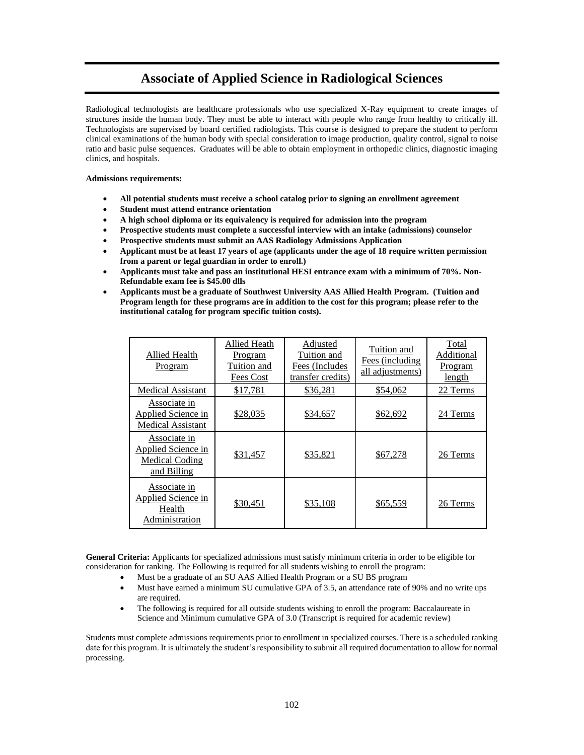# Associate of Applied Science in Radiological Sciences

Radiological technologists are healthcare professionals who use specialized X-Ray equipment to create images of structures inside the human body. They must be able to interact with people who range from healthy to critically ill. Technologists are supervised by board certified radiologists. This course is designed to prepare the student to perform clinical examinations of the human body with special consideration to image production, quality control, signal to noise ratio and basic pulse sequences. Graduates will be able to obtain employment in orthopedic clinics, diagnostic imaging clinics, and hospitals.

**Admissions requirements:**

- **All potential students must receive a school catalog prior to signing an enrollment agreement**
- **Student must attend entrance orientation**
- **A high school diploma or its equivalency is required for admission into the program**
- **Prospective students must complete a successful interview with an intake (admissions) counselor**
- **Prospective students must submit an AAS Radiology Admissions Application**
- **Applicant must be at least 17 years of age (applicants under the age of 18 require written permission from a parent or legal guardian in order to enroll.)**
- **Applicants must take and pass an institutional HESI entrance exam with a minimum of 70%. Non-Refundable exam fee is $45.00 dlls**
- **Applicants must be a graduate of Southwest University AAS Allied Health Program. (Tuition and Program length for these programs are in addition to the cost for this program; please refer to the institutional catalog for program specific tuition costs).**

| Allied Health Program | Allied Heath Program Tuition and Fees Cost | Adjusted Tuition and Fees (Includes transfer credits) | Tuition and Fees (including all adjustments) | Total Additional Program length |
|---|---|---|---|---|
| Medical Assistant | $17,781 | $36,281 | $54,062 | 22 Terms |
| Associate in Applied Science in Medical Assistant | $28,035 | $34,657 | $62,692 | 24 Terms |
| Associate in Applied Science in Medical Coding and Billing | $31,457 | $35,821 | $67,278 | 26 Terms |
| Associate in Applied Science in Health Administration | $30,451 | $35,108 | $65,559 | 26 Terms |

**General Criteria:** Applicants for specialized admissions must satisfy minimum criteria in order to be eligible for consideration for ranking. The Following is required for all students wishing to enroll the program:

- Must be a graduate of an SU AAS Allied Health Program or a SU BS program
- Must have earned a minimum SU cumulative GPA of 3.5, an attendance rate of 90% and no write ups are required.
- The following is required for all outside students wishing to enroll the program: Baccalaureate in Science and Minimum cumulative GPA of 3.0 (Transcript is required for academic review)

Students must complete admissions requirements prior to enrollment in specialized courses. There is a scheduled ranking date for this program. It is ultimately the student's responsibility to submit all required documentation to allow for normal processing.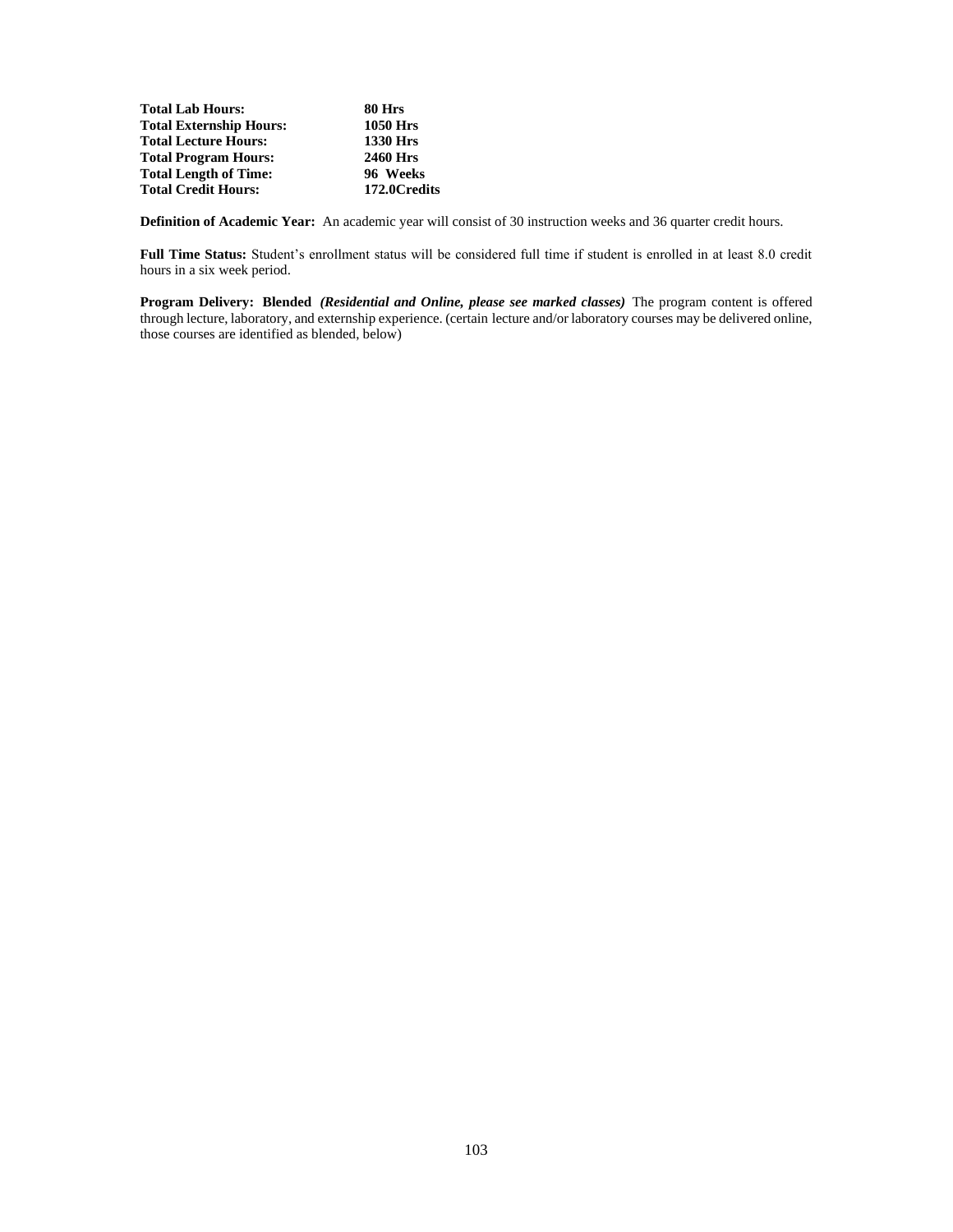| | |
|---|---|
| **Total Lab Hours:** | **80 Hrs** |
| **Total Externship Hours:** | **1050 Hrs** |
| **Total Lecture Hours:** | **1330 Hrs** |
| **Total Program Hours:** | **2460 Hrs** |
| **Total Length of Time:** | **96 Weeks** |
| **Total Credit Hours:** | **172.0Credits** |

**Definition of Academic Year:** An academic year will consist of 30 instruction weeks and 36 quarter credit hours.

**Full Time Status:** Student's enrollment status will be considered full time if student is enrolled in at least 8.0 credit hours in a six week period.

**Program Delivery: Blended** ***(Residential and Online, please see marked classes)*** The program content is offered through lecture, laboratory, and externship experience. (certain lecture and/or laboratory courses may be delivered online, those courses are identified as blended, below)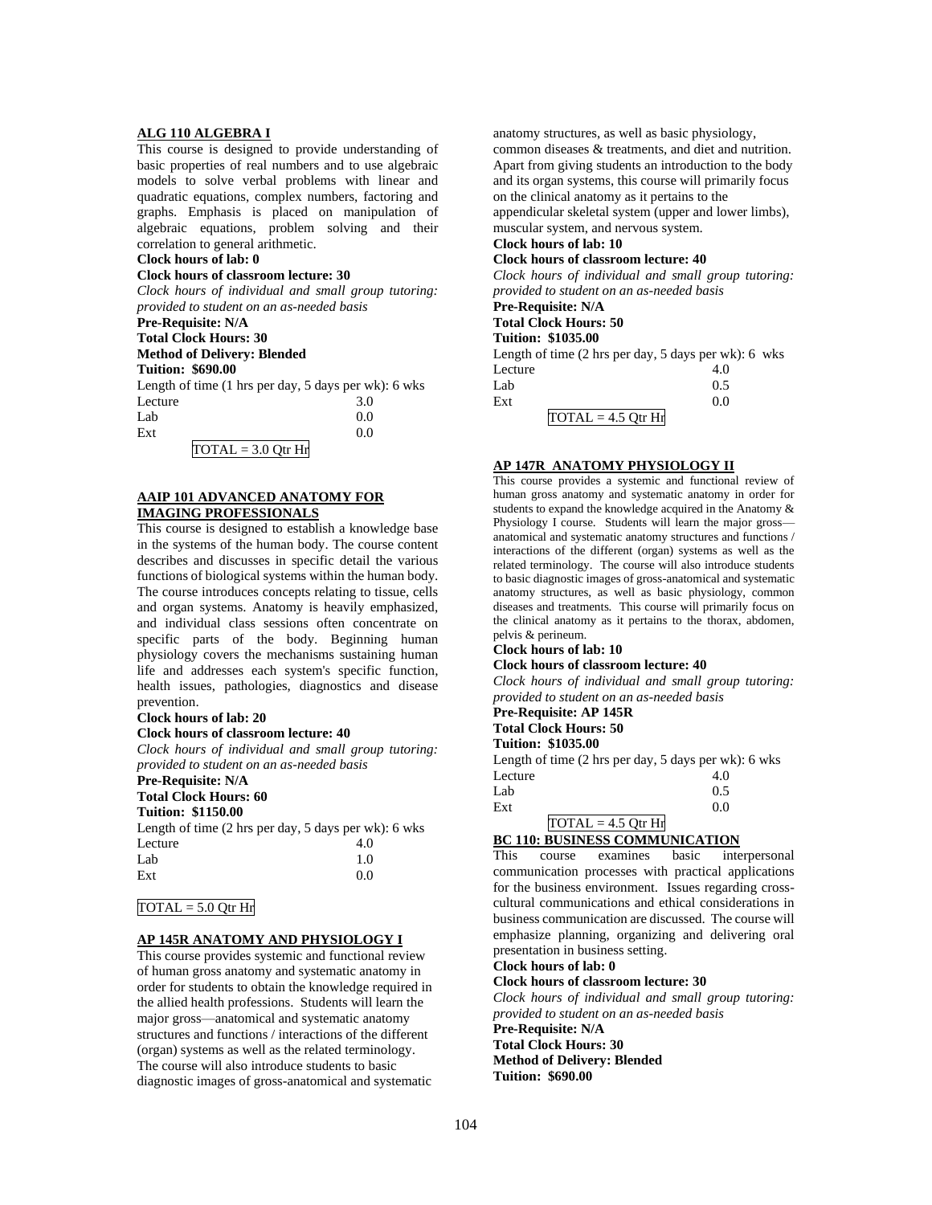**ALG 110 ALGEBRA I**

This course is designed to provide understanding of basic properties of real numbers and to use algebraic models to solve verbal problems with linear and quadratic equations, complex numbers, factoring and graphs. Emphasis is placed on manipulation of algebraic equations, problem solving and their correlation to general arithmetic.

**Clock hours of lab: 0**
**Clock hours of classroom lecture: 30**
*Clock hours of individual and small group tutoring: provided to student on an as-needed basis*
**Pre-Requisite: N/A**
**Total Clock Hours: 30**
**Method of Delivery: Blended**
**Tuition: $690.00**

Length of time (1 hrs per day, 5 days per wk): 6 wks

| | |
|---|---|
| Lecture | 3.0 |
| Lab | 0.0 |
| Ext | 0.0 |

TOTAL = 3.0 Qtr Hr

**AAIP 101 ADVANCED ANATOMY FOR IMAGING PROFESSIONALS**

This course is designed to establish a knowledge base in the systems of the human body. The course content describes and discusses in specific detail the various functions of biological systems within the human body. The course introduces concepts relating to tissue, cells and organ systems. Anatomy is heavily emphasized, and individual class sessions often concentrate on specific parts of the body. Beginning human physiology covers the mechanisms sustaining human life and addresses each system's specific function, health issues, pathologies, diagnostics and disease prevention.

**Clock hours of lab: 20**
**Clock hours of classroom lecture: 40**
*Clock hours of individual and small group tutoring: provided to student on an as-needed basis*
**Pre-Requisite: N/A**
**Total Clock Hours: 60**
**Tuition: $1150.00**

Length of time (2 hrs per day, 5 days per wk): 6 wks

| | |
|---|---|
| Lecture | 4.0 |
| Lab | 1.0 |
| Ext | 0.0 |

TOTAL = 5.0 Qtr Hr

**AP 145R ANATOMY AND PHYSIOLOGY I**

This course provides systemic and functional review of human gross anatomy and systematic anatomy in order for students to obtain the knowledge required in the allied health professions. Students will learn the major gross—anatomical and systematic anatomy structures and functions / interactions of the different (organ) systems as well as the related terminology. The course will also introduce students to basic diagnostic images of gross-anatomical and systematic anatomy structures, as well as basic physiology, common diseases & treatments, and diet and nutrition. Apart from giving students an introduction to the body and its organ systems, this course will primarily focus on the clinical anatomy as it pertains to the appendicular skeletal system (upper and lower limbs), muscular system, and nervous system.

**Clock hours of lab: 10**
**Clock hours of classroom lecture: 40**
*Clock hours of individual and small group tutoring: provided to student on an as-needed basis*
**Pre-Requisite: N/A**
**Total Clock Hours: 50**
**Tuition: $1035.00**

Length of time (2 hrs per day, 5 days per wk): 6 wks

| | |
|---|---|
| Lecture | 4.0 |
| Lab | 0.5 |
| Ext | 0.0 |

TOTAL = 4.5 Qtr Hr

**AP 147R ANATOMY PHYSIOLOGY II**

This course provides a systemic and functional review of human gross anatomy and systematic anatomy in order for students to expand the knowledge acquired in the Anatomy & Physiology I course. Students will learn the major gross—anatomical and systematic anatomy structures and functions / interactions of the different (organ) systems as well as the related terminology. The course will also introduce students to basic diagnostic images of gross-anatomical and systematic anatomy structures, as well as basic physiology, common diseases and treatments. This course will primarily focus on the clinical anatomy as it pertains to the thorax, abdomen, pelvis & perineum.

**Clock hours of lab: 10**
**Clock hours of classroom lecture: 40**
*Clock hours of individual and small group tutoring: provided to student on an as-needed basis*
**Pre-Requisite: AP 145R**
**Total Clock Hours: 50**
**Tuition: $1035.00**

Length of time (2 hrs per day, 5 days per wk): 6 wks

| | |
|---|---|
| Lecture | 4.0 |
| Lab | 0.5 |
| Ext | 0.0 |

TOTAL = 4.5 Qtr Hr

**BC 110: BUSINESS COMMUNICATION**

This course examines basic interpersonal communication processes with practical applications for the business environment. Issues regarding cross-cultural communications and ethical considerations in business communication are discussed. The course will emphasize planning, organizing and delivering oral presentation in business setting.

**Clock hours of lab: 0**
**Clock hours of classroom lecture: 30**
*Clock hours of individual and small group tutoring: provided to student on an as-needed basis*
**Pre-Requisite: N/A**
**Total Clock Hours: 30**
**Method of Delivery: Blended**
**Tuition: $690.00**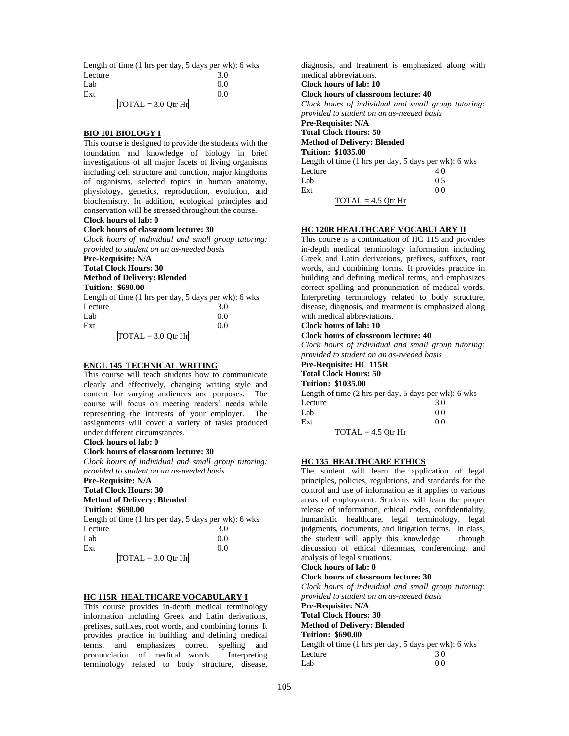Length of time (1 hrs per day, 5 days per wk): 6 wks

| | |
|---|---|
| Lecture | 3.0 |
| Lab | 0.0 |
| Ext | 0.0 |

TOTAL = 3.0 Qtr Hr

**BIO 101 BIOLOGY I**

This course is designed to provide the students with the foundation and knowledge of biology in brief investigations of all major facets of living organisms including cell structure and function, major kingdoms of organisms, selected topics in human anatomy, physiology, genetics, reproduction, evolution, and biochemistry. In addition, ecological principles and conservation will be stressed throughout the course.

**Clock hours of lab: 0**
**Clock hours of classroom lecture: 30**
*Clock hours of individual and small group tutoring: provided to student on an as-needed basis*
**Pre-Requisite: N/A**
**Total Clock Hours: 30**
**Method of Delivery: Blended**
**Tuition: $690.00**

Length of time (1 hrs per day, 5 days per wk): 6 wks

| | |
|---|---|
| Lecture | 3.0 |
| Lab | 0.0 |
| Ext | 0.0 |

TOTAL = 3.0 Qtr Hr

**ENGL 145 TECHNICAL WRITING**

This course will teach students how to communicate clearly and effectively, changing writing style and content for varying audiences and purposes. The course will focus on meeting readers' needs while representing the interests of your employer. The assignments will cover a variety of tasks produced under different circumstances.

**Clock hours of lab: 0**
**Clock hours of classroom lecture: 30**
*Clock hours of individual and small group tutoring: provided to student on an as-needed basis*
**Pre-Requisite: N/A**
**Total Clock Hours: 30**
**Method of Delivery: Blended**
**Tuition: $690.00**

Length of time (1 hrs per day, 5 days per wk): 6 wks

| | |
|---|---|
| Lecture | 3.0 |
| Lab | 0.0 |
| Ext | 0.0 |

TOTAL = 3.0 Qtr Hr

**HC 115R HEALTHCARE VOCABULARY I**

This course provides in-depth medical terminology information including Greek and Latin derivations, prefixes, suffixes, root words, and combining forms. It provides practice in building and defining medical terms, and emphasizes correct spelling and pronunciation of medical words. Interpreting terminology related to body structure, disease, diagnosis, and treatment is emphasized along with medical abbreviations.

**Clock hours of lab: 10**
**Clock hours of classroom lecture: 40**
*Clock hours of individual and small group tutoring: provided to student on an as-needed basis*
**Pre-Requisite: N/A**
**Total Clock Hours: 50**
**Method of Delivery: Blended**
**Tuition: $1035.00**

Length of time (1 hrs per day, 5 days per wk): 6 wks

| | |
|---|---|
| Lecture | 4.0 |
| Lab | 0.5 |
| Ext | 0.0 |

TOTAL = 4.5 Qtr Hr

**HC 120R HEALTHCARE VOCABULARY II**

This course is a continuation of HC 115 and provides in-depth medical terminology information including Greek and Latin derivations, prefixes, suffixes, root words, and combining forms. It provides practice in building and defining medical terms, and emphasizes correct spelling and pronunciation of medical words. Interpreting terminology related to body structure, disease, diagnosis, and treatment is emphasized along with medical abbreviations.

**Clock hours of lab: 10**
**Clock hours of classroom lecture: 40**
*Clock hours of individual and small group tutoring: provided to student on an as-needed basis*
**Pre-Requisite: HC 115R**
**Total Clock Hours: 50**
**Tuition: $1035.00**

Length of time (2 hrs per day, 5 days per wk): 6 wks

| | |
|---|---|
| Lecture | 3.0 |
| Lab | 0.0 |
| Ext | 0.0 |

TOTAL = 4.5 Qtr Hr

**HC 135 HEALTHCARE ETHICS**

The student will learn the application of legal principles, policies, regulations, and standards for the control and use of information as it applies to various areas of employment. Students will learn the proper release of information, ethical codes, confidentiality, humanistic healthcare, legal terminology, legal judgments, documents, and litigation terms. In class, the student will apply this knowledge through discussion of ethical dilemmas, conferencing, and analysis of legal situations.

**Clock hours of lab: 0**
**Clock hours of classroom lecture: 30**
*Clock hours of individual and small group tutoring: provided to student on an as-needed basis*
**Pre-Requisite: N/A**
**Total Clock Hours: 30**
**Method of Delivery: Blended**
**Tuition: $690.00**

Length of time (1 hrs per day, 5 days per wk): 6 wks

| | |
|---|---|
| Lecture | 3.0 |
| Lab | 0.0 |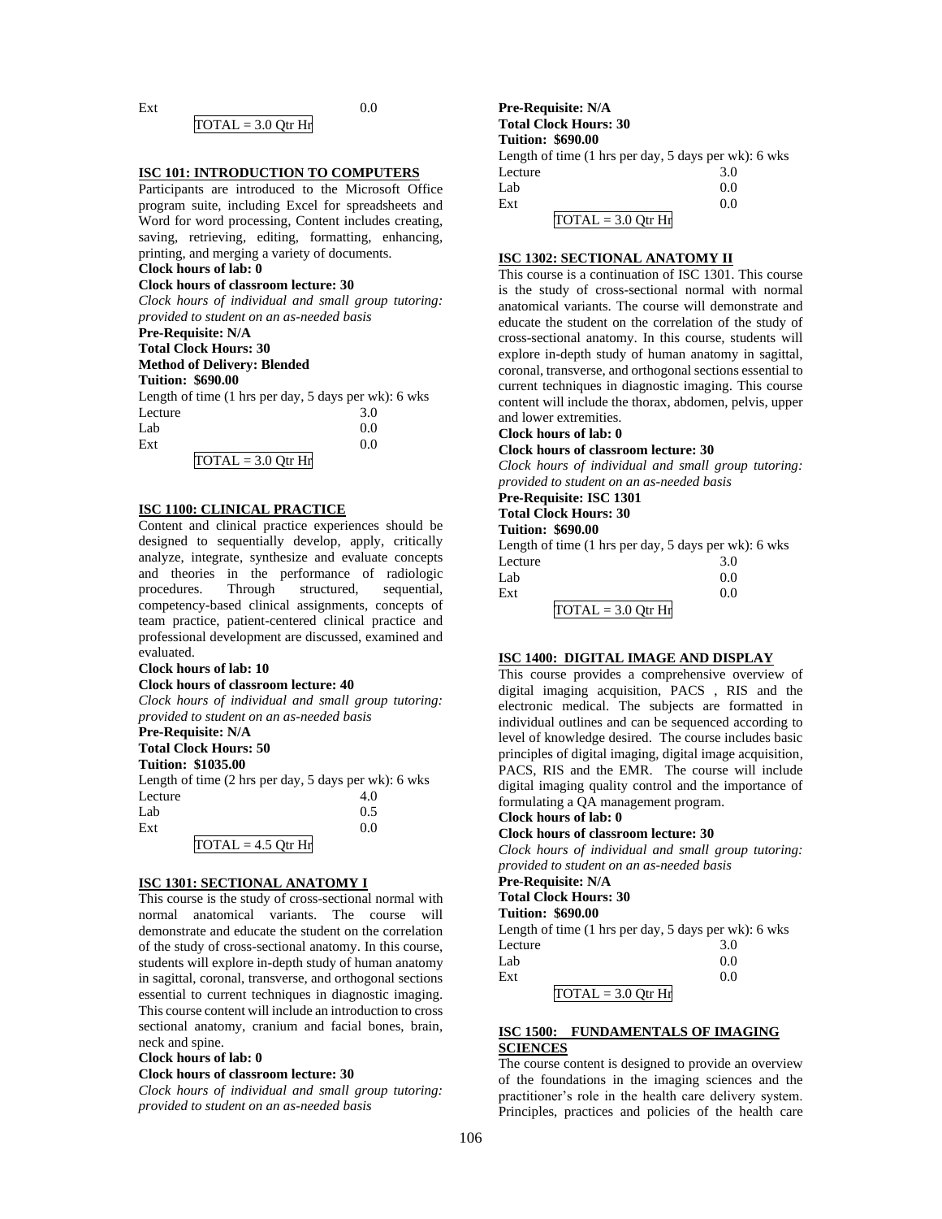| | |
|---|---|
| Ext | 0.0 |

TOTAL = 3.0 Qtr Hr

### ISC 101: INTRODUCTION TO COMPUTERS

Participants are introduced to the Microsoft Office program suite, including Excel for spreadsheets and Word for word processing, Content includes creating, saving, retrieving, editing, formatting, enhancing, printing, and merging a variety of documents.

**Clock hours of lab: 0**

**Clock hours of classroom lecture: 30**

*Clock hours of individual and small group tutoring: provided to student on an as-needed basis*

**Pre-Requisite: N/A**

**Total Clock Hours: 30**

**Method of Delivery: Blended**

**Tuition: $690.00**

Length of time (1 hrs per day, 5 days per wk): 6 wks

| | |
|---|---|
| Lecture | 3.0 |
| Lab | 0.0 |
| Ext | 0.0 |

TOTAL = 3.0 Qtr Hr

### ISC 1100: CLINICAL PRACTICE

Content and clinical practice experiences should be designed to sequentially develop, apply, critically analyze, integrate, synthesize and evaluate concepts and theories in the performance of radiologic procedures. Through structured, sequential, competency-based clinical assignments, concepts of team practice, patient-centered clinical practice and professional development are discussed, examined and evaluated.

**Clock hours of lab: 10**

**Clock hours of classroom lecture: 40**

*Clock hours of individual and small group tutoring: provided to student on an as-needed basis*

**Pre-Requisite: N/A**

**Total Clock Hours: 50**

**Tuition: $1035.00**

Length of time (2 hrs per day, 5 days per wk): 6 wks

| | |
|---|---|
| Lecture | 4.0 |
| Lab | 0.5 |
| Ext | 0.0 |

TOTAL = 4.5 Qtr Hr

### ISC 1301: SECTIONAL ANATOMY I

This course is the study of cross-sectional normal with normal anatomical variants. The course will demonstrate and educate the student on the correlation of the study of cross-sectional anatomy. In this course, students will explore in-depth study of human anatomy in sagittal, coronal, transverse, and orthogonal sections essential to current techniques in diagnostic imaging. This course content will include an introduction to cross sectional anatomy, cranium and facial bones, brain, neck and spine.

**Clock hours of lab: 0**

**Clock hours of classroom lecture: 30**

*Clock hours of individual and small group tutoring: provided to student on an as-needed basis*

**Pre-Requisite: N/A**

**Total Clock Hours: 30**

**Tuition: $690.00**

Length of time (1 hrs per day, 5 days per wk): 6 wks

| | |
|---|---|
| Lecture | 3.0 |
| Lab | 0.0 |
| Ext | 0.0 |

TOTAL = 3.0 Qtr Hr

### ISC 1302: SECTIONAL ANATOMY II

This course is a continuation of ISC 1301. This course is the study of cross-sectional normal with normal anatomical variants. The course will demonstrate and educate the student on the correlation of the study of cross-sectional anatomy. In this course, students will explore in-depth study of human anatomy in sagittal, coronal, transverse, and orthogonal sections essential to current techniques in diagnostic imaging. This course content will include the thorax, abdomen, pelvis, upper and lower extremities.

**Clock hours of lab: 0**

**Clock hours of classroom lecture: 30**

*Clock hours of individual and small group tutoring: provided to student on an as-needed basis*

**Pre-Requisite: ISC 1301**

**Total Clock Hours: 30**

**Tuition: $690.00**

Length of time (1 hrs per day, 5 days per wk): 6 wks

| | |
|---|---|
| Lecture | 3.0 |
| Lab | 0.0 |
| Ext | 0.0 |

TOTAL = 3.0 Qtr Hr

### ISC 1400: DIGITAL IMAGE AND DISPLAY

This course provides a comprehensive overview of digital imaging acquisition, PACS , RIS and the electronic medical. The subjects are formatted in individual outlines and can be sequenced according to level of knowledge desired. The course includes basic principles of digital imaging, digital image acquisition, PACS, RIS and the EMR. The course will include digital imaging quality control and the importance of formulating a QA management program.

**Clock hours of lab: 0**

**Clock hours of classroom lecture: 30**

*Clock hours of individual and small group tutoring: provided to student on an as-needed basis*

**Pre-Requisite: N/A**

**Total Clock Hours: 30**

**Tuition: $690.00**

Length of time (1 hrs per day, 5 days per wk): 6 wks

| | |
|---|---|
| Lecture | 3.0 |
| Lab | 0.0 |
| Ext | 0.0 |

TOTAL = 3.0 Qtr Hr

### ISC 1500: FUNDAMENTALS OF IMAGING SCIENCES

The course content is designed to provide an overview of the foundations in the imaging sciences and the practitioner's role in the health care delivery system. Principles, practices and policies of the health care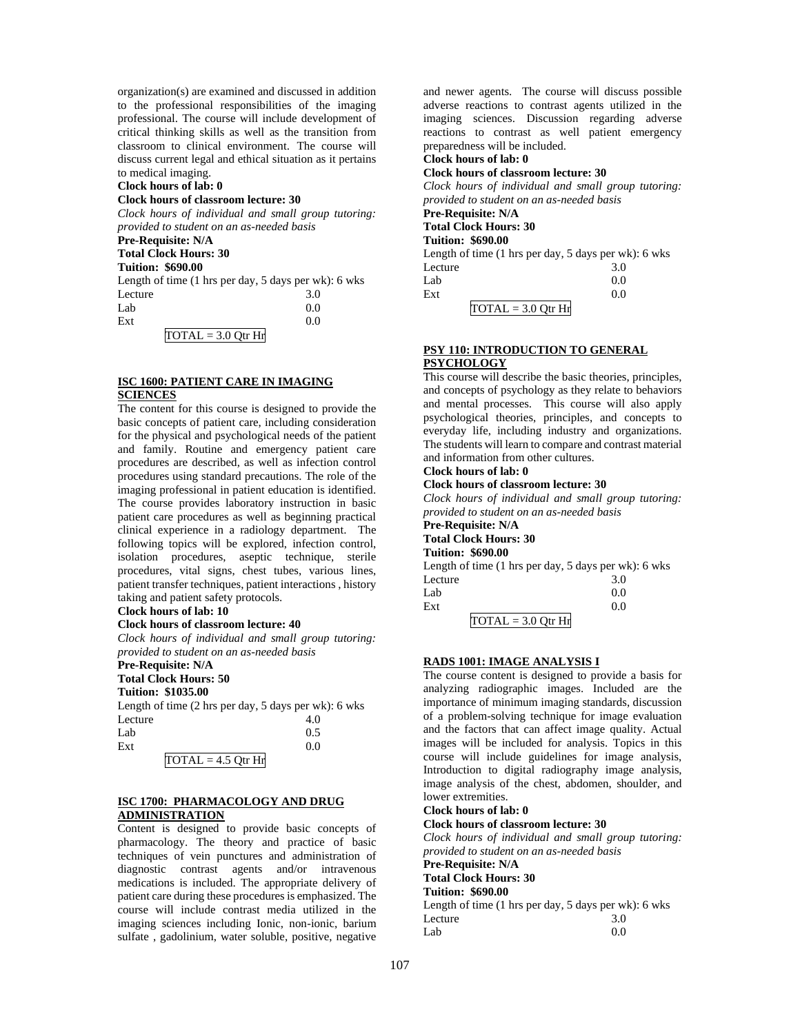organization(s) are examined and discussed in addition to the professional responsibilities of the imaging professional. The course will include development of critical thinking skills as well as the transition from classroom to clinical environment. The course will discuss current legal and ethical situation as it pertains to medical imaging.

**Clock hours of lab: 0**
**Clock hours of classroom lecture: 30**
*Clock hours of individual and small group tutoring: provided to student on an as-needed basis*
**Pre-Requisite: N/A**
**Total Clock Hours: 30**
**Tuition: $690.00**

Length of time (1 hrs per day, 5 days per wk): 6 wks

| | |
|---|---|
| Lecture | 3.0 |
| Lab | 0.0 |
| Ext | 0.0 |
| TOTAL = 3.0 Qtr Hr | |

## ISC 1600: PATIENT CARE IN IMAGING SCIENCES

The content for this course is designed to provide the basic concepts of patient care, including consideration for the physical and psychological needs of the patient and family. Routine and emergency patient care procedures are described, as well as infection control procedures using standard precautions. The role of the imaging professional in patient education is identified. The course provides laboratory instruction in basic patient care procedures as well as beginning practical clinical experience in a radiology department. The following topics will be explored, infection control, isolation procedures, aseptic technique, sterile procedures, vital signs, chest tubes, various lines, patient transfer techniques, patient interactions , history taking and patient safety protocols.

**Clock hours of lab: 10**
**Clock hours of classroom lecture: 40**
*Clock hours of individual and small group tutoring: provided to student on an as-needed basis*
**Pre-Requisite: N/A**
**Total Clock Hours: 50**
**Tuition: $1035.00**

Length of time (2 hrs per day, 5 days per wk): 6 wks

| | |
|---|---|
| Lecture | 4.0 |
| Lab | 0.5 |
| Ext | 0.0 |
| TOTAL = 4.5 Qtr Hr | |

## ISC 1700: PHARMACOLOGY AND DRUG ADMINISTRATION

Content is designed to provide basic concepts of pharmacology. The theory and practice of basic techniques of vein punctures and administration of diagnostic contrast agents and/or intravenous medications is included. The appropriate delivery of patient care during these procedures is emphasized. The course will include contrast media utilized in the imaging sciences including Ionic, non-ionic, barium sulfate , gadolinium, water soluble, positive, negative and newer agents. The course will discuss possible adverse reactions to contrast agents utilized in the imaging sciences. Discussion regarding adverse reactions to contrast as well patient emergency preparedness will be included.

**Clock hours of lab: 0**
**Clock hours of classroom lecture: 30**
*Clock hours of individual and small group tutoring: provided to student on an as-needed basis*
**Pre-Requisite: N/A**
**Total Clock Hours: 30**
**Tuition: $690.00**

Length of time (1 hrs per day, 5 days per wk): 6 wks

| | |
|---|---|
| Lecture | 3.0 |
| Lab | 0.0 |
| Ext | 0.0 |
| TOTAL = 3.0 Qtr Hr | |

## PSY 110: INTRODUCTION TO GENERAL PSYCHOLOGY

This course will describe the basic theories, principles, and concepts of psychology as they relate to behaviors and mental processes. This course will also apply psychological theories, principles, and concepts to everyday life, including industry and organizations. The students will learn to compare and contrast material and information from other cultures.

**Clock hours of lab: 0**
**Clock hours of classroom lecture: 30**
*Clock hours of individual and small group tutoring: provided to student on an as-needed basis*
**Pre-Requisite: N/A**
**Total Clock Hours: 30**
**Tuition: $690.00**

Length of time (1 hrs per day, 5 days per wk): 6 wks

| | |
|---|---|
| Lecture | 3.0 |
| Lab | 0.0 |
| Ext | 0.0 |
| TOTAL = 3.0 Qtr Hr | |

## RADS 1001: IMAGE ANALYSIS I

The course content is designed to provide a basis for analyzing radiographic images. Included are the importance of minimum imaging standards, discussion of a problem-solving technique for image evaluation and the factors that can affect image quality. Actual images will be included for analysis. Topics in this course will include guidelines for image analysis, Introduction to digital radiography image analysis, image analysis of the chest, abdomen, shoulder, and lower extremities.

**Clock hours of lab: 0**
**Clock hours of classroom lecture: 30**
*Clock hours of individual and small group tutoring: provided to student on an as-needed basis*
**Pre-Requisite: N/A**
**Total Clock Hours: 30**
**Tuition: $690.00**

Length of time (1 hrs per day, 5 days per wk): 6 wks

| | |
|---|---|
| Lecture | 3.0 |
| Lab | 0.0 |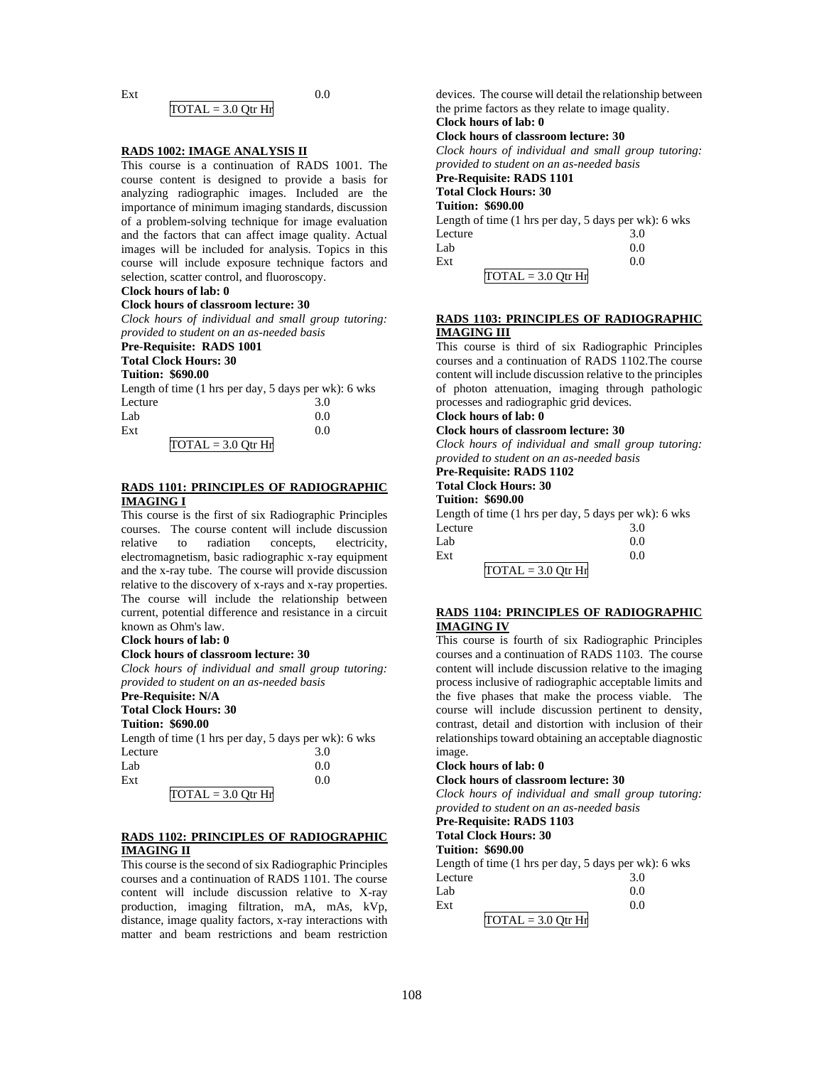| | |
|---|---|
| Ext | 0.0 |

TOTAL = 3.0 Qtr Hr

**RADS 1002: IMAGE ANALYSIS II**

This course is a continuation of RADS 1001. The course content is designed to provide a basis for analyzing radiographic images. Included are the importance of minimum imaging standards, discussion of a problem-solving technique for image evaluation and the factors that can affect image quality. Actual images will be included for analysis. Topics in this course will include exposure technique factors and selection, scatter control, and fluoroscopy.

**Clock hours of lab: 0**

**Clock hours of classroom lecture: 30**

*Clock hours of individual and small group tutoring: provided to student on an as-needed basis*

**Pre-Requisite: RADS 1001**

**Total Clock Hours: 30**

**Tuition: $690.00**

Length of time (1 hrs per day, 5 days per wk): 6 wks

| | |
|---|---|
| Lecture | 3.0 |
| Lab | 0.0 |
| Ext | 0.0 |

TOTAL = 3.0 Qtr Hr

**RADS 1101: PRINCIPLES OF RADIOGRAPHIC IMAGING I**

This course is the first of six Radiographic Principles courses. The course content will include discussion relative to radiation concepts, electricity, electromagnetism, basic radiographic x-ray equipment and the x-ray tube. The course will provide discussion relative to the discovery of x-rays and x-ray properties. The course will include the relationship between current, potential difference and resistance in a circuit known as Ohm's law.

**Clock hours of lab: 0**

**Clock hours of classroom lecture: 30**

*Clock hours of individual and small group tutoring: provided to student on an as-needed basis*

**Pre-Requisite: N/A**

**Total Clock Hours: 30**

**Tuition: $690.00**

Length of time (1 hrs per day, 5 days per wk): 6 wks

| | |
|---|---|
| Lecture | 3.0 |
| Lab | 0.0 |
| Ext | 0.0 |

TOTAL = 3.0 Qtr Hr

**RADS 1102: PRINCIPLES OF RADIOGRAPHIC IMAGING II**

This course is the second of six Radiographic Principles courses and a continuation of RADS 1101. The course content will include discussion relative to X-ray production, imaging filtration, mA, mAs, kVp, distance, image quality factors, x-ray interactions with matter and beam restrictions and beam restriction devices. The course will detail the relationship between the prime factors as they relate to image quality.

**Clock hours of lab: 0**

**Clock hours of classroom lecture: 30**

*Clock hours of individual and small group tutoring: provided to student on an as-needed basis*

**Pre-Requisite: RADS 1101**

**Total Clock Hours: 30**

**Tuition: $690.00**

Length of time (1 hrs per day, 5 days per wk): 6 wks

| | |
|---|---|
| Lecture | 3.0 |
| Lab | 0.0 |
| Ext | 0.0 |

TOTAL = 3.0 Qtr Hr

**RADS 1103: PRINCIPLES OF RADIOGRAPHIC IMAGING III**

This course is third of six Radiographic Principles courses and a continuation of RADS 1102.The course content will include discussion relative to the principles of photon attenuation, imaging through pathologic processes and radiographic grid devices.

**Clock hours of lab: 0**

**Clock hours of classroom lecture: 30**

*Clock hours of individual and small group tutoring: provided to student on an as-needed basis*

**Pre-Requisite: RADS 1102**

**Total Clock Hours: 30**

**Tuition: $690.00**

Length of time (1 hrs per day, 5 days per wk): 6 wks

| | |
|---|---|
| Lecture | 3.0 |
| Lab | 0.0 |
| Ext | 0.0 |

TOTAL = 3.0 Qtr Hr

**RADS 1104: PRINCIPLES OF RADIOGRAPHIC IMAGING IV**

This course is fourth of six Radiographic Principles courses and a continuation of RADS 1103. The course content will include discussion relative to the imaging process inclusive of radiographic acceptable limits and the five phases that make the process viable. The course will include discussion pertinent to density, contrast, detail and distortion with inclusion of their relationships toward obtaining an acceptable diagnostic image.

**Clock hours of lab: 0**

**Clock hours of classroom lecture: 30**

*Clock hours of individual and small group tutoring: provided to student on an as-needed basis*

**Pre-Requisite: RADS 1103**

**Total Clock Hours: 30**

**Tuition: $690.00**

Length of time (1 hrs per day, 5 days per wk): 6 wks

| | |
|---|---|
| Lecture | 3.0 |
| Lab | 0.0 |
| Ext | 0.0 |

TOTAL = 3.0 Qtr Hr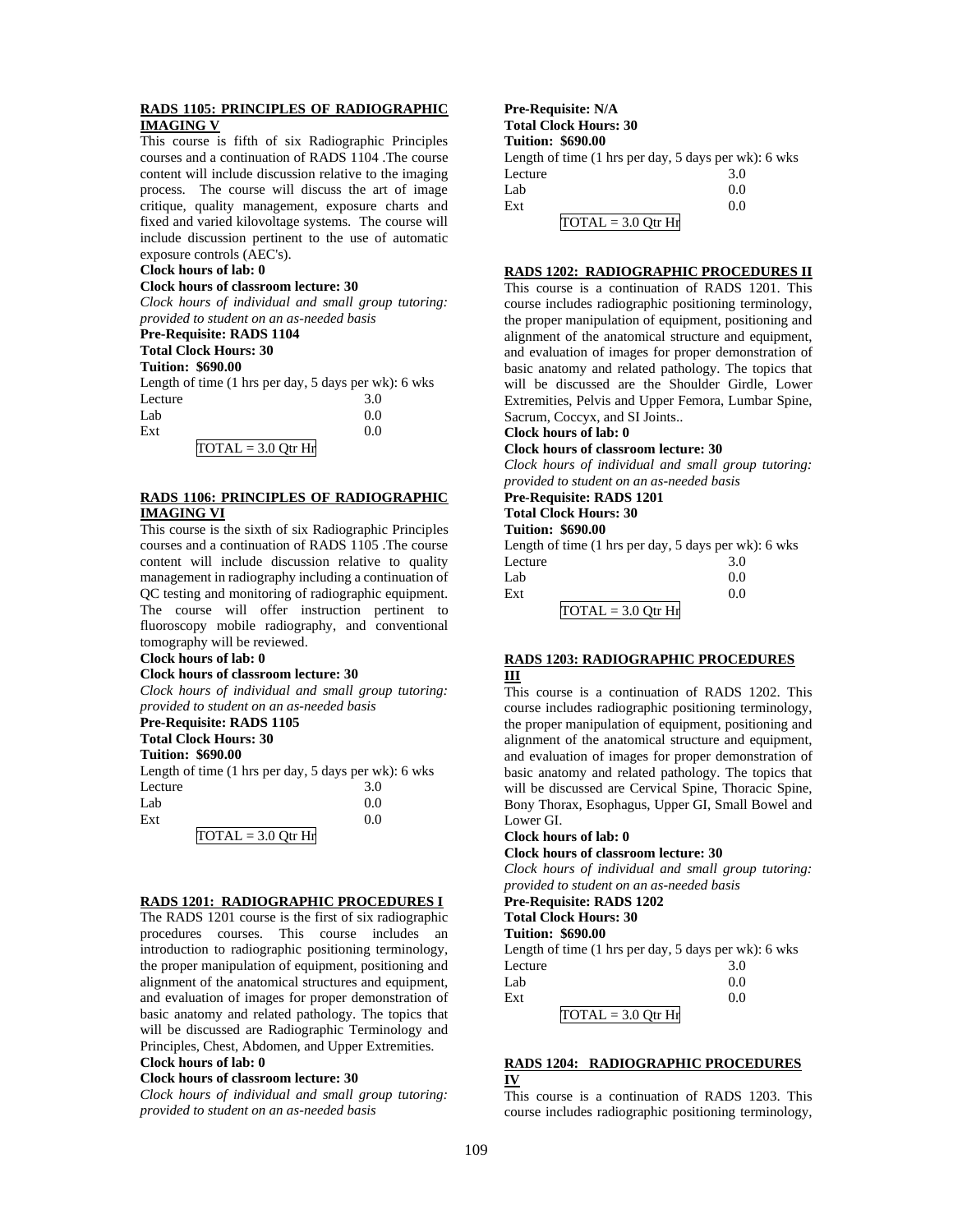**RADS 1105: PRINCIPLES OF RADIOGRAPHIC IMAGING V**

This course is fifth of six Radiographic Principles courses and a continuation of RADS 1104 .The course content will include discussion relative to the imaging process. The course will discuss the art of image critique, quality management, exposure charts and fixed and varied kilovoltage systems. The course will include discussion pertinent to the use of automatic exposure controls (AEC's).

**Clock hours of lab: 0**

**Clock hours of classroom lecture: 30**

*Clock hours of individual and small group tutoring: provided to student on an as-needed basis*

**Pre-Requisite: RADS 1104**

**Total Clock Hours: 30**

**Tuition: $690.00**

Length of time (1 hrs per day, 5 days per wk): 6 wks

| | |
|---|---|
| Lecture | 3.0 |
| Lab | 0.0 |
| Ext | 0.0 |

TOTAL = 3.0 Qtr Hr

**RADS 1106: PRINCIPLES OF RADIOGRAPHIC IMAGING VI**

This course is the sixth of six Radiographic Principles courses and a continuation of RADS 1105 .The course content will include discussion relative to quality management in radiography including a continuation of QC testing and monitoring of radiographic equipment. The course will offer instruction pertinent to fluoroscopy mobile radiography, and conventional tomography will be reviewed.

**Clock hours of lab: 0**

**Clock hours of classroom lecture: 30**

*Clock hours of individual and small group tutoring: provided to student on an as-needed basis*

**Pre-Requisite: RADS 1105**

**Total Clock Hours: 30**

**Tuition: $690.00**

Length of time (1 hrs per day, 5 days per wk): 6 wks

| | |
|---|---|
| Lecture | 3.0 |
| Lab | 0.0 |
| Ext | 0.0 |

TOTAL = 3.0 Qtr Hr

**RADS 1201: RADIOGRAPHIC PROCEDURES I**

The RADS 1201 course is the first of six radiographic procedures courses. This course includes an introduction to radiographic positioning terminology, the proper manipulation of equipment, positioning and alignment of the anatomical structures and equipment, and evaluation of images for proper demonstration of basic anatomy and related pathology. The topics that will be discussed are Radiographic Terminology and Principles, Chest, Abdomen, and Upper Extremities.

**Clock hours of lab: 0**

**Clock hours of classroom lecture: 30**

*Clock hours of individual and small group tutoring: provided to student on an as-needed basis*

**Pre-Requisite: N/A**

**Total Clock Hours: 30**

**Tuition: $690.00**

Length of time (1 hrs per day, 5 days per wk): 6 wks

| | |
|---|---|
| Lecture | 3.0 |
| Lab | 0.0 |
| Ext | 0.0 |

TOTAL = 3.0 Qtr Hr

**RADS 1202: RADIOGRAPHIC PROCEDURES II**

This course is a continuation of RADS 1201. This course includes radiographic positioning terminology, the proper manipulation of equipment, positioning and alignment of the anatomical structure and equipment, and evaluation of images for proper demonstration of basic anatomy and related pathology. The topics that will be discussed are the Shoulder Girdle, Lower Extremities, Pelvis and Upper Femora, Lumbar Spine, Sacrum, Coccyx, and SI Joints..

**Clock hours of lab: 0**

**Clock hours of classroom lecture: 30**

*Clock hours of individual and small group tutoring: provided to student on an as-needed basis*

**Pre-Requisite: RADS 1201**

**Total Clock Hours: 30**

**Tuition: $690.00**

Length of time (1 hrs per day, 5 days per wk): 6 wks

| | |
|---|---|
| Lecture | 3.0 |
| Lab | 0.0 |
| Ext | 0.0 |

TOTAL = 3.0 Qtr Hr

**RADS 1203: RADIOGRAPHIC PROCEDURES III**

This course is a continuation of RADS 1202. This course includes radiographic positioning terminology, the proper manipulation of equipment, positioning and alignment of the anatomical structure and equipment, and evaluation of images for proper demonstration of basic anatomy and related pathology. The topics that will be discussed are Cervical Spine, Thoracic Spine, Bony Thorax, Esophagus, Upper GI, Small Bowel and Lower GI.

**Clock hours of lab: 0**

**Clock hours of classroom lecture: 30**

*Clock hours of individual and small group tutoring: provided to student on an as-needed basis*

**Pre-Requisite: RADS 1202**

**Total Clock Hours: 30**

**Tuition: $690.00**

Length of time (1 hrs per day, 5 days per wk): 6 wks

| | |
|---|---|
| Lecture | 3.0 |
| Lab | 0.0 |
| Ext | 0.0 |

TOTAL = 3.0 Qtr Hr

**RADS 1204: RADIOGRAPHIC PROCEDURES IV**

This course is a continuation of RADS 1203. This course includes radiographic positioning terminology,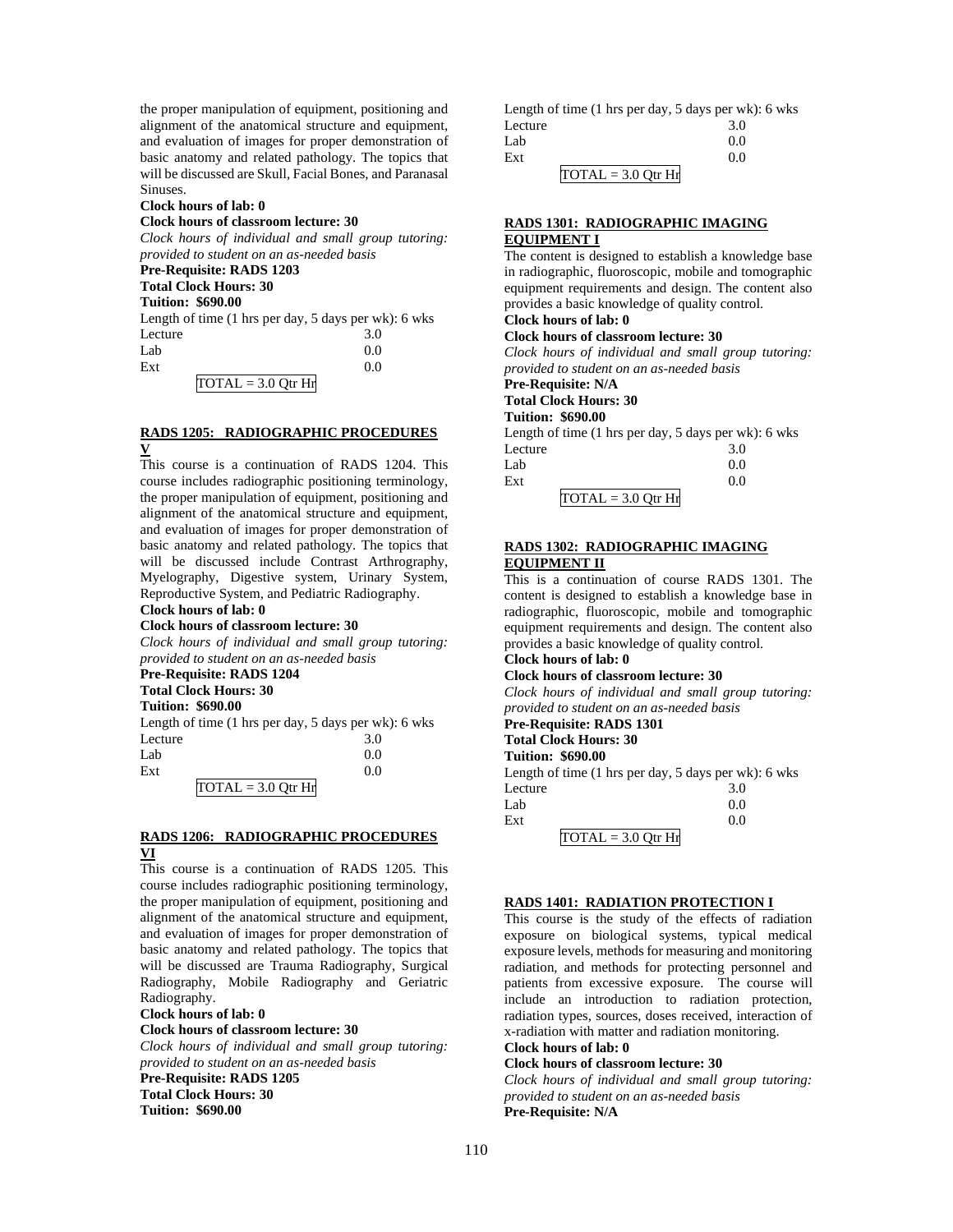the proper manipulation of equipment, positioning and alignment of the anatomical structure and equipment, and evaluation of images for proper demonstration of basic anatomy and related pathology. The topics that will be discussed are Skull, Facial Bones, and Paranasal Sinuses.

**Clock hours of lab: 0**

**Clock hours of classroom lecture: 30**

*Clock hours of individual and small group tutoring: provided to student on an as-needed basis*

**Pre-Requisite: RADS 1203**

**Total Clock Hours: 30**

**Tuition: $690.00**

Length of time (1 hrs per day, 5 days per wk): 6 wks

| | |
|---|---|
| Lecture | 3.0 |
| Lab | 0.0 |
| Ext | 0.0 |

TOTAL = 3.0 Qtr Hr

### RADS 1205: RADIOGRAPHIC PROCEDURES V

This course is a continuation of RADS 1204. This course includes radiographic positioning terminology, the proper manipulation of equipment, positioning and alignment of the anatomical structure and equipment, and evaluation of images for proper demonstration of basic anatomy and related pathology. The topics that will be discussed include Contrast Arthrography, Myelography, Digestive system, Urinary System, Reproductive System, and Pediatric Radiography.

**Clock hours of lab: 0**

**Clock hours of classroom lecture: 30**

*Clock hours of individual and small group tutoring: provided to student on an as-needed basis*

**Pre-Requisite: RADS 1204**

**Total Clock Hours: 30**

**Tuition: $690.00**

Length of time (1 hrs per day, 5 days per wk): 6 wks

| | |
|---|---|
| Lecture | 3.0 |
| Lab | 0.0 |
| Ext | 0.0 |

TOTAL = 3.0 Qtr Hr

### RADS 1206: RADIOGRAPHIC PROCEDURES VI

This course is a continuation of RADS 1205. This course includes radiographic positioning terminology, the proper manipulation of equipment, positioning and alignment of the anatomical structure and equipment, and evaluation of images for proper demonstration of basic anatomy and related pathology. The topics that will be discussed are Trauma Radiography, Surgical Radiography, Mobile Radiography and Geriatric Radiography.

**Clock hours of lab: 0**

**Clock hours of classroom lecture: 30**

*Clock hours of individual and small group tutoring: provided to student on an as-needed basis*

**Pre-Requisite: RADS 1205**

**Total Clock Hours: 30**

**Tuition: $690.00**

Length of time (1 hrs per day, 5 days per wk): 6 wks

| | |
|---|---|
| Lecture | 3.0 |
| Lab | 0.0 |
| Ext | 0.0 |

TOTAL = 3.0 Qtr Hr

### RADS 1301: RADIOGRAPHIC IMAGING EQUIPMENT I

The content is designed to establish a knowledge base in radiographic, fluoroscopic, mobile and tomographic equipment requirements and design. The content also provides a basic knowledge of quality control.

**Clock hours of lab: 0**

**Clock hours of classroom lecture: 30**

*Clock hours of individual and small group tutoring: provided to student on an as-needed basis*

**Pre-Requisite: N/A**

**Total Clock Hours: 30**

**Tuition: $690.00**

Length of time (1 hrs per day, 5 days per wk): 6 wks

| | |
|---|---|
| Lecture | 3.0 |
| Lab | 0.0 |
| Ext | 0.0 |

TOTAL = 3.0 Qtr Hr

### RADS 1302: RADIOGRAPHIC IMAGING EQUIPMENT II

This is a continuation of course RADS 1301. The content is designed to establish a knowledge base in radiographic, fluoroscopic, mobile and tomographic equipment requirements and design. The content also provides a basic knowledge of quality control.

**Clock hours of lab: 0**

**Clock hours of classroom lecture: 30**

*Clock hours of individual and small group tutoring: provided to student on an as-needed basis*

**Pre-Requisite: RADS 1301**

**Total Clock Hours: 30**

**Tuition: $690.00**

Length of time (1 hrs per day, 5 days per wk): 6 wks

| | |
|---|---|
| Lecture | 3.0 |
| Lab | 0.0 |
| Ext | 0.0 |

TOTAL = 3.0 Qtr Hr

### RADS 1401: RADIATION PROTECTION I

This course is the study of the effects of radiation exposure on biological systems, typical medical exposure levels, methods for measuring and monitoring radiation, and methods for protecting personnel and patients from excessive exposure. The course will include an introduction to radiation protection, radiation types, sources, doses received, interaction of x-radiation with matter and radiation monitoring.

**Clock hours of lab: 0**

**Clock hours of classroom lecture: 30**

*Clock hours of individual and small group tutoring: provided to student on an as-needed basis*

**Pre-Requisite: N/A**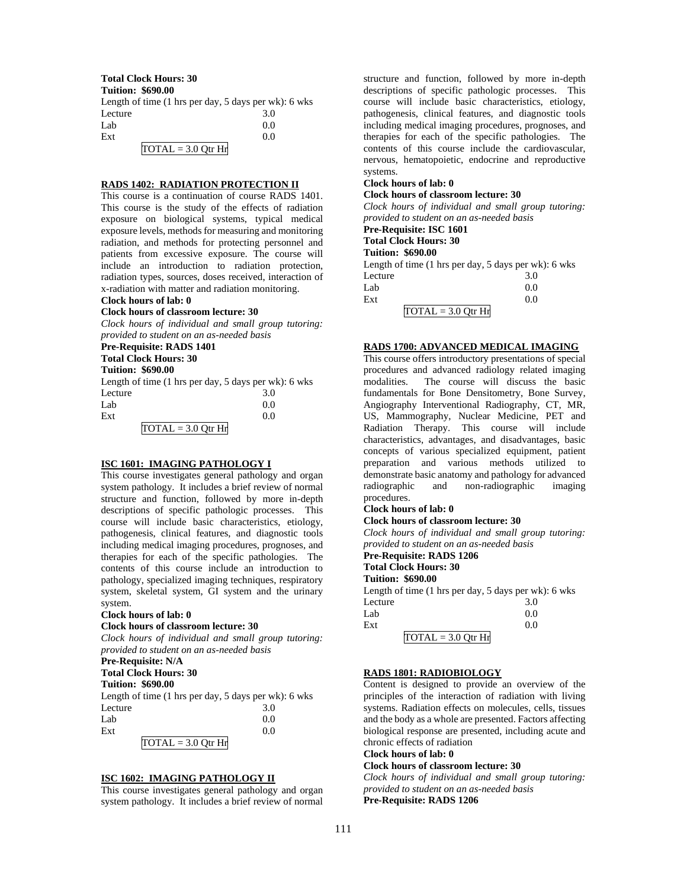**Total Clock Hours: 30**
**Tuition: $690.00**

Length of time (1 hrs per day, 5 days per wk): 6 wks

| | |
|---|---|
| Lecture | 3.0 |
| Lab | 0.0 |
| Ext | 0.0 |

TOTAL = 3.0 Qtr Hr

## RADS 1402: RADIATION PROTECTION II

This course is a continuation of course RADS 1401. This course is the study of the effects of radiation exposure on biological systems, typical medical exposure levels, methods for measuring and monitoring radiation, and methods for protecting personnel and patients from excessive exposure. The course will include an introduction to radiation protection, radiation types, sources, doses received, interaction of x-radiation with matter and radiation monitoring.

**Clock hours of lab: 0**
**Clock hours of classroom lecture: 30**
*Clock hours of individual and small group tutoring: provided to student on an as-needed basis*
**Pre-Requisite: RADS 1401**
**Total Clock Hours: 30**
**Tuition: $690.00**

Length of time (1 hrs per day, 5 days per wk): 6 wks

| | |
|---|---|
| Lecture | 3.0 |
| Lab | 0.0 |
| Ext | 0.0 |

TOTAL = 3.0 Qtr Hr

## ISC 1601: IMAGING PATHOLOGY I

This course investigates general pathology and organ system pathology. It includes a brief review of normal structure and function, followed by more in-depth descriptions of specific pathologic processes. This course will include basic characteristics, etiology, pathogenesis, clinical features, and diagnostic tools including medical imaging procedures, prognoses, and therapies for each of the specific pathologies. The contents of this course include an introduction to pathology, specialized imaging techniques, respiratory system, skeletal system, GI system and the urinary system.

**Clock hours of lab: 0**
**Clock hours of classroom lecture: 30**
*Clock hours of individual and small group tutoring: provided to student on an as-needed basis*
**Pre-Requisite: N/A**
**Total Clock Hours: 30**
**Tuition: $690.00**

Length of time (1 hrs per day, 5 days per wk): 6 wks

| | |
|---|---|
| Lecture | 3.0 |
| Lab | 0.0 |
| Ext | 0.0 |

TOTAL = 3.0 Qtr Hr

## ISC 1602: IMAGING PATHOLOGY II

This course investigates general pathology and organ system pathology. It includes a brief review of normal structure and function, followed by more in-depth descriptions of specific pathologic processes. This course will include basic characteristics, etiology, pathogenesis, clinical features, and diagnostic tools including medical imaging procedures, prognoses, and therapies for each of the specific pathologies. The contents of this course include the cardiovascular, nervous, hematopoietic, endocrine and reproductive systems.

**Clock hours of lab: 0**
**Clock hours of classroom lecture: 30**
*Clock hours of individual and small group tutoring: provided to student on an as-needed basis*
**Pre-Requisite: ISC 1601**
**Total Clock Hours: 30**
**Tuition: $690.00**

Length of time (1 hrs per day, 5 days per wk): 6 wks

| | |
|---|---|
| Lecture | 3.0 |
| Lab | 0.0 |
| Ext | 0.0 |

TOTAL = 3.0 Qtr Hr

## RADS 1700: ADVANCED MEDICAL IMAGING

This course offers introductory presentations of special procedures and advanced radiology related imaging modalities. The course will discuss the basic fundamentals for Bone Densitometry, Bone Survey, Angiography Interventional Radiography, CT, MR, US, Mammography, Nuclear Medicine, PET and Radiation Therapy. This course will include characteristics, advantages, and disadvantages, basic concepts of various specialized equipment, patient preparation and various methods utilized to demonstrate basic anatomy and pathology for advanced radiographic and non-radiographic imaging procedures.

**Clock hours of lab: 0**
**Clock hours of classroom lecture: 30**
*Clock hours of individual and small group tutoring: provided to student on an as-needed basis*
**Pre-Requisite: RADS 1206**
**Total Clock Hours: 30**
**Tuition: $690.00**

Length of time (1 hrs per day, 5 days per wk): 6 wks

| | |
|---|---|
| Lecture | 3.0 |
| Lab | 0.0 |
| Ext | 0.0 |

TOTAL = 3.0 Qtr Hr

## RADS 1801: RADIOBIOLOGY

Content is designed to provide an overview of the principles of the interaction of radiation with living systems. Radiation effects on molecules, cells, tissues and the body as a whole are presented. Factors affecting biological response are presented, including acute and chronic effects of radiation

**Clock hours of lab: 0**
**Clock hours of classroom lecture: 30**
*Clock hours of individual and small group tutoring: provided to student on an as-needed basis*
**Pre-Requisite: RADS 1206**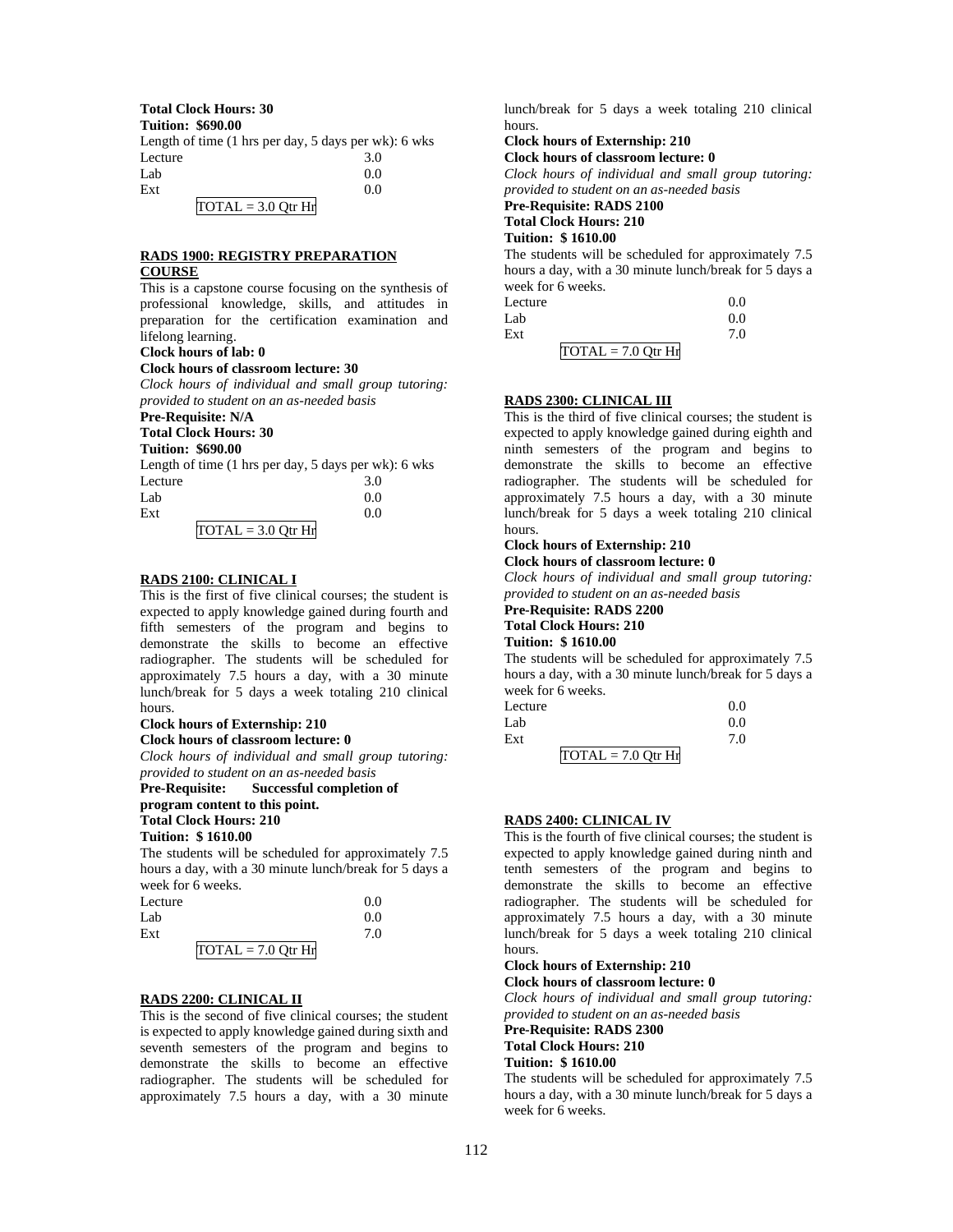**Total Clock Hours: 30**
**Tuition: $690.00**

Length of time (1 hrs per day, 5 days per wk): 6 wks

| | |
|---|---|
| Lecture | 3.0 |
| Lab | 0.0 |
| Ext | 0.0 |
| TOTAL = 3.0 Qtr Hr | |

## RADS 1900: REGISTRY PREPARATION COURSE

This is a capstone course focusing on the synthesis of professional knowledge, skills, and attitudes in preparation for the certification examination and lifelong learning.

**Clock hours of lab: 0**
**Clock hours of classroom lecture: 30**
*Clock hours of individual and small group tutoring: provided to student on an as-needed basis*
**Pre-Requisite: N/A**
**Total Clock Hours: 30**
**Tuition: $690.00**

Length of time (1 hrs per day, 5 days per wk): 6 wks

| | |
|---|---|
| Lecture | 3.0 |
| Lab | 0.0 |
| Ext | 0.0 |
| TOTAL = 3.0 Qtr Hr | |

## RADS 2100: CLINICAL I

This is the first of five clinical courses; the student is expected to apply knowledge gained during fourth and fifth semesters of the program and begins to demonstrate the skills to become an effective radiographer. The students will be scheduled for approximately 7.5 hours a day, with a 30 minute lunch/break for 5 days a week totaling 210 clinical hours.

**Clock hours of Externship: 210**
**Clock hours of classroom lecture: 0**
*Clock hours of individual and small group tutoring: provided to student on an as-needed basis*
**Pre-Requisite: Successful completion of program content to this point.**
**Total Clock Hours: 210**
**Tuition: $ 1610.00**

The students will be scheduled for approximately 7.5 hours a day, with a 30 minute lunch/break for 5 days a week for 6 weeks.

| | |
|---|---|
| Lecture | 0.0 |
| Lab | 0.0 |
| Ext | 7.0 |
| TOTAL = 7.0 Qtr Hr | |

## RADS 2200: CLINICAL II

This is the second of five clinical courses; the student is expected to apply knowledge gained during sixth and seventh semesters of the program and begins to demonstrate the skills to become an effective radiographer. The students will be scheduled for approximately 7.5 hours a day, with a 30 minute lunch/break for 5 days a week totaling 210 clinical hours.

**Clock hours of Externship: 210**
**Clock hours of classroom lecture: 0**
*Clock hours of individual and small group tutoring: provided to student on an as-needed basis*
**Pre-Requisite: RADS 2100**
**Total Clock Hours: 210**
**Tuition: $ 1610.00**

The students will be scheduled for approximately 7.5 hours a day, with a 30 minute lunch/break for 5 days a week for 6 weeks.

| | |
|---|---|
| Lecture | 0.0 |
| Lab | 0.0 |
| Ext | 7.0 |
| TOTAL = 7.0 Qtr Hr | |

## RADS 2300: CLINICAL III

This is the third of five clinical courses; the student is expected to apply knowledge gained during eighth and ninth semesters of the program and begins to demonstrate the skills to become an effective radiographer. The students will be scheduled for approximately 7.5 hours a day, with a 30 minute lunch/break for 5 days a week totaling 210 clinical hours.

**Clock hours of Externship: 210**
**Clock hours of classroom lecture: 0**
*Clock hours of individual and small group tutoring: provided to student on an as-needed basis*
**Pre-Requisite: RADS 2200**
**Total Clock Hours: 210**
**Tuition: $ 1610.00**

The students will be scheduled for approximately 7.5 hours a day, with a 30 minute lunch/break for 5 days a week for 6 weeks.

| | |
|---|---|
| Lecture | 0.0 |
| Lab | 0.0 |
| Ext | 7.0 |
| TOTAL = 7.0 Qtr Hr | |

## RADS 2400: CLINICAL IV

This is the fourth of five clinical courses; the student is expected to apply knowledge gained during ninth and tenth semesters of the program and begins to demonstrate the skills to become an effective radiographer. The students will be scheduled for approximately 7.5 hours a day, with a 30 minute lunch/break for 5 days a week totaling 210 clinical hours.

**Clock hours of Externship: 210**
**Clock hours of classroom lecture: 0**
*Clock hours of individual and small group tutoring: provided to student on an as-needed basis*
**Pre-Requisite: RADS 2300**
**Total Clock Hours: 210**
**Tuition: $ 1610.00**

The students will be scheduled for approximately 7.5 hours a day, with a 30 minute lunch/break for 5 days a week for 6 weeks.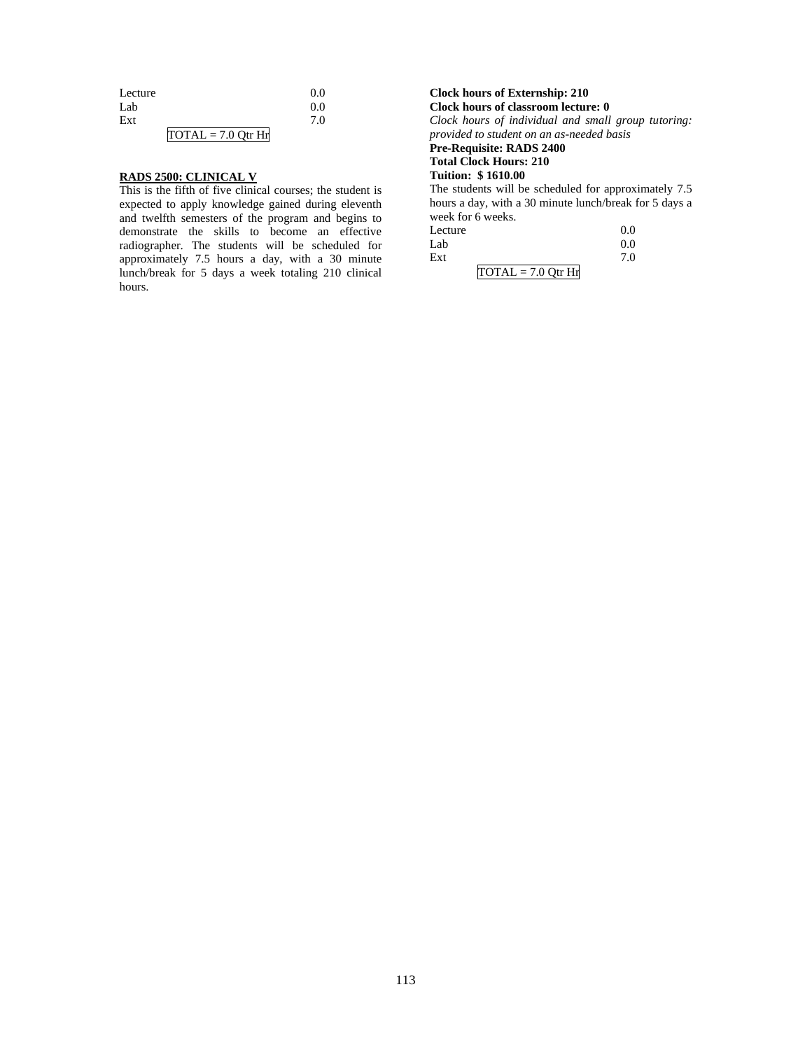| | |
|---|---|
| Lecture | 0.0 |
| Lab | 0.0 |
| Ext | 7.0 |

TOTAL = 7.0 Qtr Hr

**RADS 2500: CLINICAL V**

This is the fifth of five clinical courses; the student is expected to apply knowledge gained during eleventh and twelfth semesters of the program and begins to demonstrate the skills to become an effective radiographer. The students will be scheduled for approximately 7.5 hours a day, with a 30 minute lunch/break for 5 days a week totaling 210 clinical hours.

**Clock hours of Externship: 210**
**Clock hours of classroom lecture: 0**
*Clock hours of individual and small group tutoring: provided to student on an as-needed basis*
**Pre-Requisite: RADS 2400**
**Total Clock Hours: 210**
**Tuition: $ 1610.00**

The students will be scheduled for approximately 7.5 hours a day, with a 30 minute lunch/break for 5 days a week for 6 weeks.

| | |
|---|---|
| Lecture | 0.0 |
| Lab | 0.0 |
| Ext | 7.0 |

TOTAL = 7.0 Qtr Hr